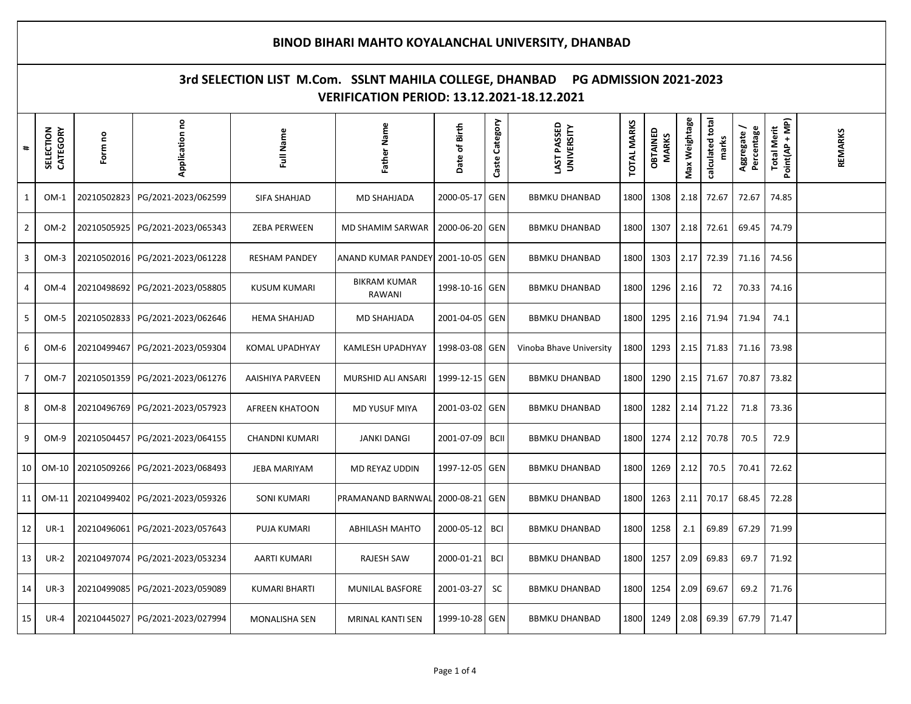# BINOD BIHARI MAHTO KOYALANCHAL UNIVERSITY, DHANBAD

## 3rd SELECTION LIST M.Com. SSLNT MAHILA COLLEGE, DHANBAD PG ADMISSION 2021-2023

### VERIFICATION PERIOD: 13.12.2021-18.12.2021

| # | SELECTION CATEGORY | Form no | Application no | Full Name | Father Name | Date of Birth | Caste Category | LAST PASSED UNIVERSITY | TOTAL MARKS | OBTAINED MARKS | Max Weightage | calculated total marks | Aggregate / Percentage | Total Merit Point(AP + MP) | REMARKS |
|---|---|---|---|---|---|---|---|---|---|---|---|---|---|---|---|
| 1 | OM-1 | 20210502823 | PG/2021-2023/062599 | SIFA SHAHJAD | MD SHAHJADA | 2000-05-17 | GEN | BBMKU DHANBAD | 1800 | 1308 | 2.18 | 72.67 | 72.67 | 74.85 | |
| 2 | OM-2 | 20210505925 | PG/2021-2023/065343 | ZEBA PERWEEN | MD SHAMIM SARWAR | 2000-06-20 | GEN | BBMKU DHANBAD | 1800 | 1307 | 2.18 | 72.61 | 69.45 | 74.79 | |
| 3 | OM-3 | 20210502016 | PG/2021-2023/061228 | RESHAM PANDEY | ANAND KUMAR PANDEY | 2001-10-05 | GEN | BBMKU DHANBAD | 1800 | 1303 | 2.17 | 72.39 | 71.16 | 74.56 | |
| 4 | OM-4 | 20210498692 | PG/2021-2023/058805 | KUSUM KUMARI | BIKRAM KUMAR RAWANI | 1998-10-16 | GEN | BBMKU DHANBAD | 1800 | 1296 | 2.16 | 72 | 70.33 | 74.16 | |
| 5 | OM-5 | 20210502833 | PG/2021-2023/062646 | HEMA SHAHJAD | MD SHAHJADA | 2001-04-05 | GEN | BBMKU DHANBAD | 1800 | 1295 | 2.16 | 71.94 | 71.94 | 74.1 | |
| 6 | OM-6 | 20210499467 | PG/2021-2023/059304 | KOMAL UPADHYAY | KAMLESH UPADHYAY | 1998-03-08 | GEN | Vinoba Bhave University | 1800 | 1293 | 2.15 | 71.83 | 71.16 | 73.98 | |
| 7 | OM-7 | 20210501359 | PG/2021-2023/061276 | AAISHIYA PARVEEN | MURSHID ALI ANSARI | 1999-12-15 | GEN | BBMKU DHANBAD | 1800 | 1290 | 2.15 | 71.67 | 70.87 | 73.82 | |
| 8 | OM-8 | 20210496769 | PG/2021-2023/057923 | AFREEN KHATOON | MD YUSUF MIYA | 2001-03-02 | GEN | BBMKU DHANBAD | 1800 | 1282 | 2.14 | 71.22 | 71.8 | 73.36 | |
| 9 | OM-9 | 20210504457 | PG/2021-2023/064155 | CHANDNI KUMARI | JANKI DANGI | 2001-07-09 | BCII | BBMKU DHANBAD | 1800 | 1274 | 2.12 | 70.78 | 70.5 | 72.9 | |
| 10 | OM-10 | 20210509266 | PG/2021-2023/068493 | JEBA MARIYAM | MD REYAZ UDDIN | 1997-12-05 | GEN | BBMKU DHANBAD | 1800 | 1269 | 2.12 | 70.5 | 70.41 | 72.62 | |
| 11 | OM-11 | 20210499402 | PG/2021-2023/059326 | SONI KUMARI | PRAMANAND BARNWAL | 2000-08-21 | GEN | BBMKU DHANBAD | 1800 | 1263 | 2.11 | 70.17 | 68.45 | 72.28 | |
| 12 | UR-1 | 20210496061 | PG/2021-2023/057643 | PUJA KUMARI | ABHILASH MAHTO | 2000-05-12 | BCI | BBMKU DHANBAD | 1800 | 1258 | 2.1 | 69.89 | 67.29 | 71.99 | |
| 13 | UR-2 | 20210497074 | PG/2021-2023/053234 | AARTI KUMARI | RAJESH SAW | 2000-01-21 | BCI | BBMKU DHANBAD | 1800 | 1257 | 2.09 | 69.83 | 69.7 | 71.92 | |
| 14 | UR-3 | 20210499085 | PG/2021-2023/059089 | KUMARI BHARTI | MUNILAL BASFORE | 2001-03-27 | SC | BBMKU DHANBAD | 1800 | 1254 | 2.09 | 69.67 | 69.2 | 71.76 | |
| 15 | UR-4 | 20210445027 | PG/2021-2023/027994 | MONALISHA SEN | MRINAL KANTI SEN | 1999-10-28 | GEN | BBMKU DHANBAD | 1800 | 1249 | 2.08 | 69.39 | 67.79 | 71.47 | |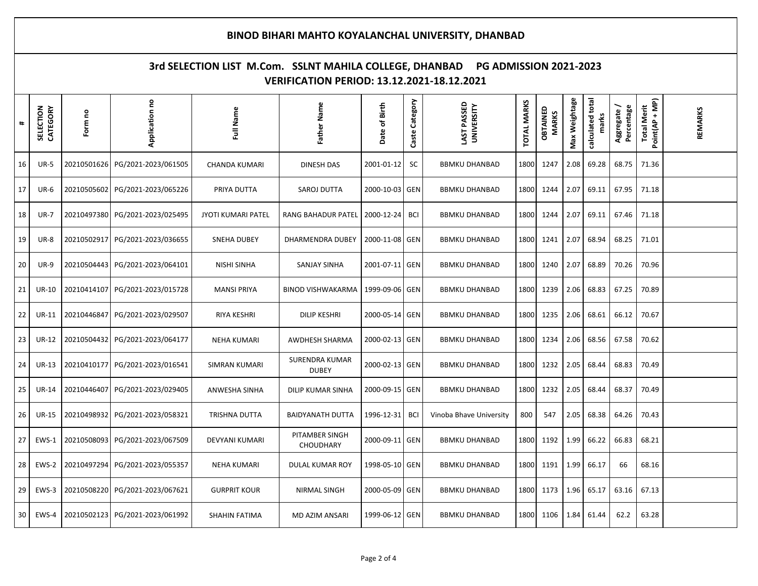## BINOD BIHARI MAHTO KOYALANCHAL UNIVERSITY, DHANBAD

### 3rd SELECTION LIST M.Com. SSLNT MAHILA COLLEGE, DHANBAD PG ADMISSION 2021-2023
### VERIFICATION PERIOD: 13.12.2021-18.12.2021

| # | SELECTION CATEGORY | Form no | Application no | Full Name | Father Name | Date of Birth | Caste Category | LAST PASSED UNIVERSITY | TOTAL MARKS | OBTAINED MARKS | Max Weightage | calculated total marks | Aggregate / Percentage | Total Merit Point(AP + MP) | REMARKS |
|---|---|---|---|---|---|---|---|---|---|---|---|---|---|---|---|
| 16 | UR-5 | 20210501626 | PG/2021-2023/061505 | CHANDA KUMARI | DINESH DAS | 2001-01-12 | SC | BBMKU DHANBAD | 1800 | 1247 | 2.08 | 69.28 | 68.75 | 71.36 | |
| 17 | UR-6 | 20210505602 | PG/2021-2023/065226 | PRIYA DUTTA | SAROJ DUTTA | 2000-10-03 | GEN | BBMKU DHANBAD | 1800 | 1244 | 2.07 | 69.11 | 67.95 | 71.18 | |
| 18 | UR-7 | 20210497380 | PG/2021-2023/025495 | JYOTI KUMARI PATEL | RANG BAHADUR PATEL | 2000-12-24 | BCI | BBMKU DHANBAD | 1800 | 1244 | 2.07 | 69.11 | 67.46 | 71.18 | |
| 19 | UR-8 | 20210502917 | PG/2021-2023/036655 | SNEHA DUBEY | DHARMENDRA DUBEY | 2000-11-08 | GEN | BBMKU DHANBAD | 1800 | 1241 | 2.07 | 68.94 | 68.25 | 71.01 | |
| 20 | UR-9 | 20210504443 | PG/2021-2023/064101 | NISHI SINHA | SANJAY SINHA | 2001-07-11 | GEN | BBMKU DHANBAD | 1800 | 1240 | 2.07 | 68.89 | 70.26 | 70.96 | |
| 21 | UR-10 | 20210414107 | PG/2021-2023/015728 | MANSI PRIYA | BINOD VISHWAKARMA | 1999-09-06 | GEN | BBMKU DHANBAD | 1800 | 1239 | 2.06 | 68.83 | 67.25 | 70.89 | |
| 22 | UR-11 | 20210446847 | PG/2021-2023/029507 | RIYA KESHRI | DILIP KESHRI | 2000-05-14 | GEN | BBMKU DHANBAD | 1800 | 1235 | 2.06 | 68.61 | 66.12 | 70.67 | |
| 23 | UR-12 | 20210504432 | PG/2021-2023/064177 | NEHA KUMARI | AWDHESH SHARMA | 2000-02-13 | GEN | BBMKU DHANBAD | 1800 | 1234 | 2.06 | 68.56 | 67.58 | 70.62 | |
| 24 | UR-13 | 20210410177 | PG/2021-2023/016541 | SIMRAN KUMARI | SURENDRA KUMAR DUBEY | 2000-02-13 | GEN | BBMKU DHANBAD | 1800 | 1232 | 2.05 | 68.44 | 68.83 | 70.49 | |
| 25 | UR-14 | 20210446407 | PG/2021-2023/029405 | ANWESHA SINHA | DILIP KUMAR SINHA | 2000-09-15 | GEN | BBMKU DHANBAD | 1800 | 1232 | 2.05 | 68.44 | 68.37 | 70.49 | |
| 26 | UR-15 | 20210498932 | PG/2021-2023/058321 | TRISHNA DUTTA | BAIDYANATH DUTTA | 1996-12-31 | BCI | Vinoba Bhave University | 800 | 547 | 2.05 | 68.38 | 64.26 | 70.43 | |
| 27 | EWS-1 | 20210508093 | PG/2021-2023/067509 | DEVYANI KUMARI | PITAMBER SINGH CHOUDHARY | 2000-09-11 | GEN | BBMKU DHANBAD | 1800 | 1192 | 1.99 | 66.22 | 66.83 | 68.21 | |
| 28 | EWS-2 | 20210497294 | PG/2021-2023/055357 | NEHA KUMARI | DULAL KUMAR ROY | 1998-05-10 | GEN | BBMKU DHANBAD | 1800 | 1191 | 1.99 | 66.17 | 66 | 68.16 | |
| 29 | EWS-3 | 20210508220 | PG/2021-2023/067621 | GURPRIT KOUR | NIRMAL SINGH | 2000-05-09 | GEN | BBMKU DHANBAD | 1800 | 1173 | 1.96 | 65.17 | 63.16 | 67.13 | |
| 30 | EWS-4 | 20210502123 | PG/2021-2023/061992 | SHAHIN FATIMA | MD AZIM ANSARI | 1999-06-12 | GEN | BBMKU DHANBAD | 1800 | 1106 | 1.84 | 61.44 | 62.2 | 63.28 | |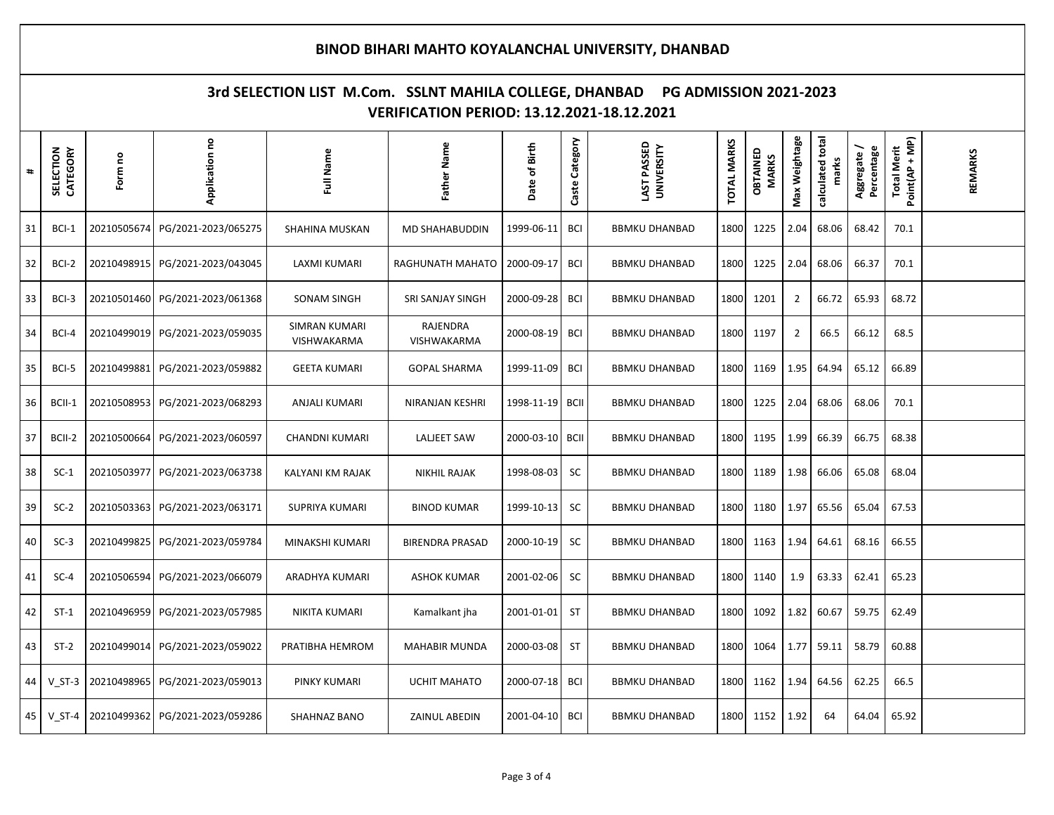# BINOD BIHARI MAHTO KOYALANCHAL UNIVERSITY, DHANBAD

## 3rd SELECTION LIST M.Com. SSLNT MAHILA COLLEGE, DHANBAD PG ADMISSION 2021-2023

### VERIFICATION PERIOD: 13.12.2021-18.12.2021

| # | SELECTION CATEGORY | Form no | Application no | Full Name | Father Name | Date of Birth | Caste Category | LAST PASSED UNIVERSITY | TOTAL MARKS | OBTAINED MARKS | Max Weightage | calculated total marks | Aggregate / Percentage | Total Merit Point(AP + MP) | REMARKS |
|---|---|---|---|---|---|---|---|---|---|---|---|---|---|---|---|
| 31 | BCI-1 | 20210505674 | PG/2021-2023/065275 | SHAHINA MUSKAN | MD SHAHABUDDIN | 1999-06-11 | BCI | BBMKU DHANBAD | 1800 | 1225 | 2.04 | 68.06 | 68.42 | 70.1 | |
| 32 | BCI-2 | 20210498915 | PG/2021-2023/043045 | LAXMI KUMARI | RAGHUNATH MAHATO | 2000-09-17 | BCI | BBMKU DHANBAD | 1800 | 1225 | 2.04 | 68.06 | 66.37 | 70.1 | |
| 33 | BCI-3 | 20210501460 | PG/2021-2023/061368 | SONAM SINGH | SRI SANJAY SINGH | 2000-09-28 | BCI | BBMKU DHANBAD | 1800 | 1201 | 2 | 66.72 | 65.93 | 68.72 | |
| 34 | BCI-4 | 20210499019 | PG/2021-2023/059035 | SIMRAN KUMARI VISHWAKARMA | RAJENDRA VISHWAKARMA | 2000-08-19 | BCI | BBMKU DHANBAD | 1800 | 1197 | 2 | 66.5 | 66.12 | 68.5 | |
| 35 | BCI-5 | 20210499881 | PG/2021-2023/059882 | GEETA KUMARI | GOPAL SHARMA | 1999-11-09 | BCI | BBMKU DHANBAD | 1800 | 1169 | 1.95 | 64.94 | 65.12 | 66.89 | |
| 36 | BCII-1 | 20210508953 | PG/2021-2023/068293 | ANJALI KUMARI | NIRANJAN KESHRI | 1998-11-19 | BCII | BBMKU DHANBAD | 1800 | 1225 | 2.04 | 68.06 | 68.06 | 70.1 | |
| 37 | BCII-2 | 20210500664 | PG/2021-2023/060597 | CHANDNI KUMARI | LALJEET SAW | 2000-03-10 | BCII | BBMKU DHANBAD | 1800 | 1195 | 1.99 | 66.39 | 66.75 | 68.38 | |
| 38 | SC-1 | 20210503977 | PG/2021-2023/063738 | KALYANI KM RAJAK | NIKHIL RAJAK | 1998-08-03 | SC | BBMKU DHANBAD | 1800 | 1189 | 1.98 | 66.06 | 65.08 | 68.04 | |
| 39 | SC-2 | 20210503363 | PG/2021-2023/063171 | SUPRIYA KUMARI | BINOD KUMAR | 1999-10-13 | SC | BBMKU DHANBAD | 1800 | 1180 | 1.97 | 65.56 | 65.04 | 67.53 | |
| 40 | SC-3 | 20210499825 | PG/2021-2023/059784 | MINAKSHI KUMARI | BIRENDRA PRASAD | 2000-10-19 | SC | BBMKU DHANBAD | 1800 | 1163 | 1.94 | 64.61 | 68.16 | 66.55 | |
| 41 | SC-4 | 20210506594 | PG/2021-2023/066079 | ARADHYA KUMARI | ASHOK KUMAR | 2001-02-06 | SC | BBMKU DHANBAD | 1800 | 1140 | 1.9 | 63.33 | 62.41 | 65.23 | |
| 42 | ST-1 | 20210496959 | PG/2021-2023/057985 | NIKITA KUMARI | Kamalkant jha | 2001-01-01 | ST | BBMKU DHANBAD | 1800 | 1092 | 1.82 | 60.67 | 59.75 | 62.49 | |
| 43 | ST-2 | 20210499014 | PG/2021-2023/059022 | PRATIBHA HEMROM | MAHABIR MUNDA | 2000-03-08 | ST | BBMKU DHANBAD | 1800 | 1064 | 1.77 | 59.11 | 58.79 | 60.88 | |
| 44 | V_ST-3 | 20210498965 | PG/2021-2023/059013 | PINKY KUMARI | UCHIT MAHATO | 2000-07-18 | BCI | BBMKU DHANBAD | 1800 | 1162 | 1.94 | 64.56 | 62.25 | 66.5 | |
| 45 | V_ST-4 | 20210499362 | PG/2021-2023/059286 | SHAHNAZ BANO | ZAINUL ABEDIN | 2001-04-10 | BCI | BBMKU DHANBAD | 1800 | 1152 | 1.92 | 64 | 64.04 | 65.92 | |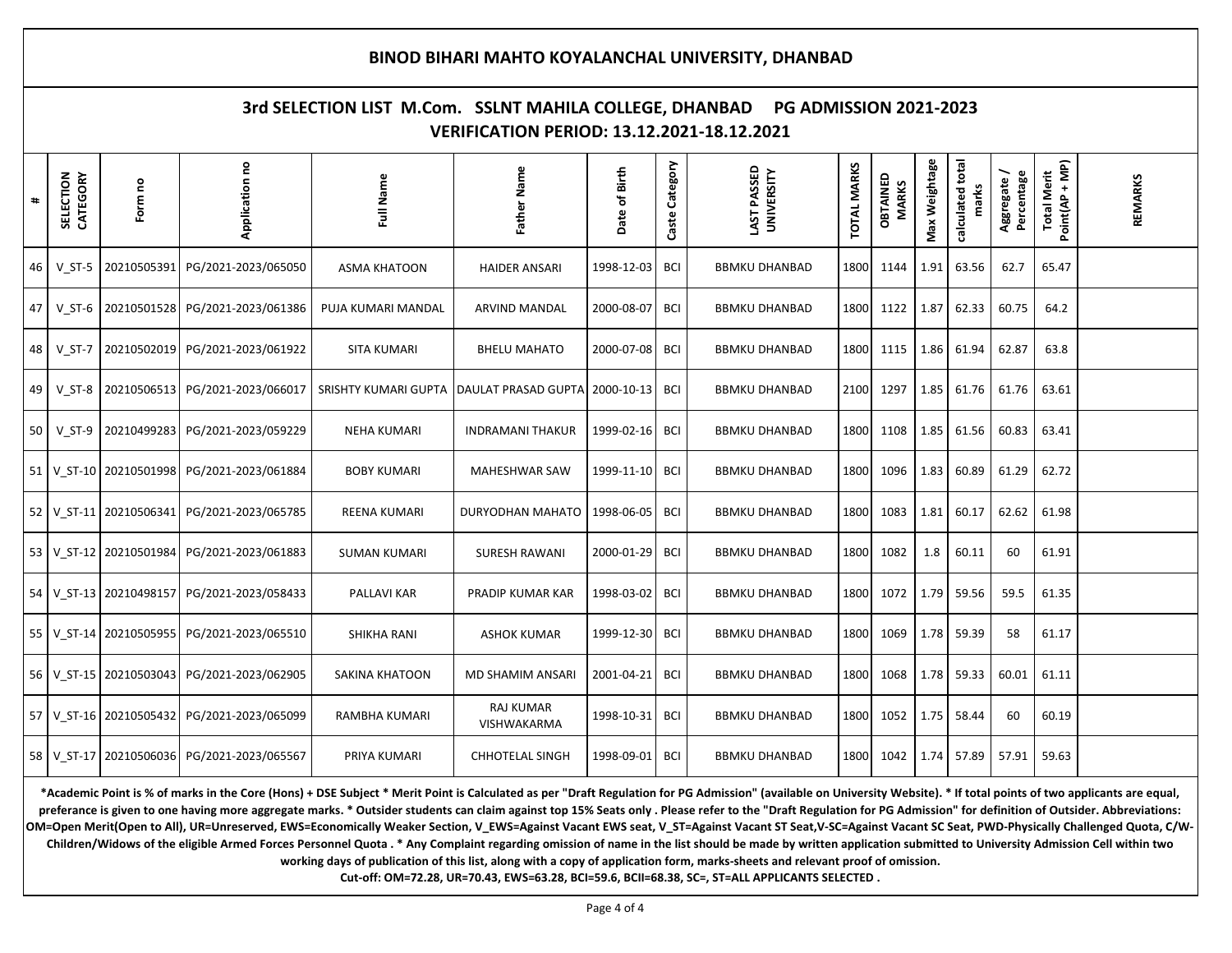# BINOD BIHARI MAHTO KOYALANCHAL UNIVERSITY, DHANBAD

## 3rd SELECTION LIST M.Com. SSLNT MAHILA COLLEGE, DHANBAD PG ADMISSION 2021-2023

### VERIFICATION PERIOD: 13.12.2021-18.12.2021

| # | SELECTION CATEGORY | Form no | Application no | Full Name | Father Name | Date of Birth | Caste Category | LAST PASSED UNIVERSITY | TOTAL MARKS | OBTAINED MARKS | Max Weightage | calculated total marks | Aggregate / Percentage | Total Merit Point(AP + MP) | REMARKS |
|---|---|---|---|---|---|---|---|---|---|---|---|---|---|---|---|
| 46 | V_ST-5 | 20210505391 | PG/2021-2023/065050 | ASMA KHATOON | HAIDER ANSARI | 1998-12-03 | BCI | BBMKU DHANBAD | 1800 | 1144 | 1.91 | 63.56 | 62.7 | 65.47 | |
| 47 | V_ST-6 | 20210501528 | PG/2021-2023/061386 | PUJA KUMARI MANDAL | ARVIND MANDAL | 2000-08-07 | BCI | BBMKU DHANBAD | 1800 | 1122 | 1.87 | 62.33 | 60.75 | 64.2 | |
| 48 | V_ST-7 | 20210502019 | PG/2021-2023/061922 | SITA KUMARI | BHELU MAHATO | 2000-07-08 | BCI | BBMKU DHANBAD | 1800 | 1115 | 1.86 | 61.94 | 62.87 | 63.8 | |
| 49 | V_ST-8 | 20210506513 | PG/2021-2023/066017 | SRISHTY KUMARI GUPTA | DAULAT PRASAD GUPTA | 2000-10-13 | BCI | BBMKU DHANBAD | 2100 | 1297 | 1.85 | 61.76 | 61.76 | 63.61 | |
| 50 | V_ST-9 | 20210499283 | PG/2021-2023/059229 | NEHA KUMARI | INDRAMANI THAKUR | 1999-02-16 | BCI | BBMKU DHANBAD | 1800 | 1108 | 1.85 | 61.56 | 60.83 | 63.41 | |
| 51 | V_ST-10 | 20210501998 | PG/2021-2023/061884 | BOBY KUMARI | MAHESHWAR SAW | 1999-11-10 | BCI | BBMKU DHANBAD | 1800 | 1096 | 1.83 | 60.89 | 61.29 | 62.72 | |
| 52 | V_ST-11 | 20210506341 | PG/2021-2023/065785 | REENA KUMARI | DURYODHAN MAHATO | 1998-06-05 | BCI | BBMKU DHANBAD | 1800 | 1083 | 1.81 | 60.17 | 62.62 | 61.98 | |
| 53 | V_ST-12 | 20210501984 | PG/2021-2023/061883 | SUMAN KUMARI | SURESH RAWANI | 2000-01-29 | BCI | BBMKU DHANBAD | 1800 | 1082 | 1.8 | 60.11 | 60 | 61.91 | |
| 54 | V_ST-13 | 20210498157 | PG/2021-2023/058433 | PALLAVI KAR | PRADIP KUMAR KAR | 1998-03-02 | BCI | BBMKU DHANBAD | 1800 | 1072 | 1.79 | 59.56 | 59.5 | 61.35 | |
| 55 | V_ST-14 | 20210505955 | PG/2021-2023/065510 | SHIKHA RANI | ASHOK KUMAR | 1999-12-30 | BCI | BBMKU DHANBAD | 1800 | 1069 | 1.78 | 59.39 | 58 | 61.17 | |
| 56 | V_ST-15 | 20210503043 | PG/2021-2023/062905 | SAKINA KHATOON | MD SHAMIM ANSARI | 2001-04-21 | BCI | BBMKU DHANBAD | 1800 | 1068 | 1.78 | 59.33 | 60.01 | 61.11 | |
| 57 | V_ST-16 | 20210505432 | PG/2021-2023/065099 | RAMBHA KUMARI | RAJ KUMAR VISHWAKARMA | 1998-10-31 | BCI | BBMKU DHANBAD | 1800 | 1052 | 1.75 | 58.44 | 60 | 60.19 | |
| 58 | V_ST-17 | 20210506036 | PG/2021-2023/065567 | PRIYA KUMARI | CHHOTELAL SINGH | 1998-09-01 | BCI | BBMKU DHANBAD | 1800 | 1042 | 1.74 | 57.89 | 57.91 | 59.63 | |

**\*Academic Point is % of marks in the Core (Hons) + DSE Subject \* Merit Point is Calculated as per "Draft Regulation for PG Admission" (available on University Website). \* If total points of two applicants are equal, preferance is given to one having more aggregate marks. \* Outsider students can claim against top 15% Seats only . Please refer to the "Draft Regulation for PG Admission" for definition of Outsider. Abbreviations: OM=Open Merit(Open to All), UR=Unreserved, EWS=Economically Weaker Section, V_EWS=Against Vacant EWS seat, V_ST=Against Vacant ST Seat,V-SC=Against Vacant SC Seat, PWD-Physically Challenged Quota, C/W-Children/Widows of the eligible Armed Forces Personnel Quota . \* Any Complaint regarding omission of name in the list should be made by written application submitted to University Admission Cell within two working days of publication of this list, along with a copy of application form, marks-sheets and relevant proof of omission.**

**Cut-off: OM=72.28, UR=70.43, EWS=63.28, BCI=59.6, BCII=68.38, SC=, ST=ALL APPLICANTS SELECTED .**